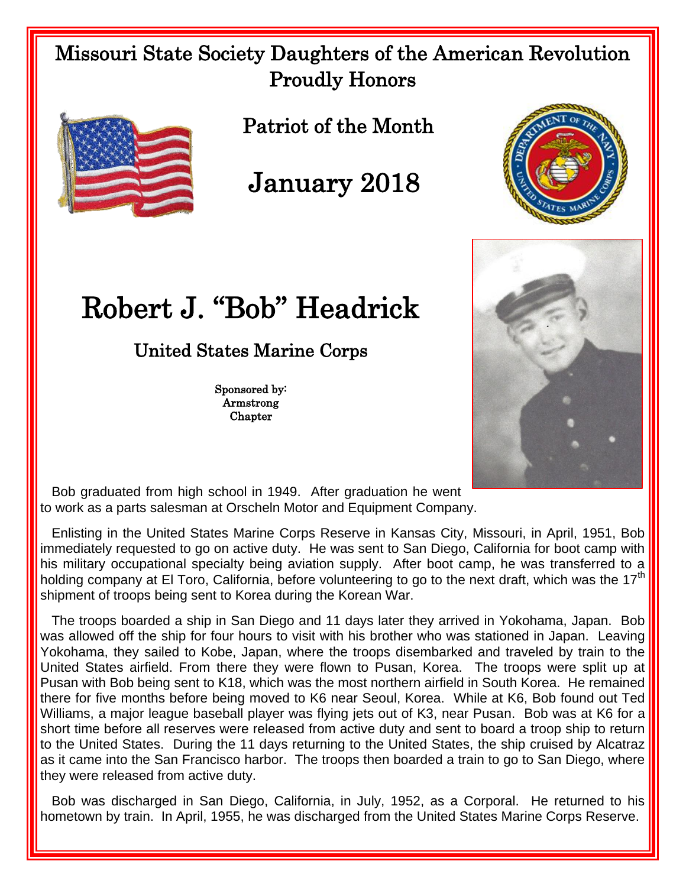# Missouri State Society Daughters of the American Revolution Proudly Honors

## Patriot of the Month

## January 2018

# Robert J. "Bob" Headrick

## United States Marine Corps

Sponsored by:
Armstrong
Chapter

Bob graduated from high school in 1949. After graduation he went to work as a parts salesman at Orscheln Motor and Equipment Company.

Enlisting in the United States Marine Corps Reserve in Kansas City, Missouri, in April, 1951, Bob immediately requested to go on active duty. He was sent to San Diego, California for boot camp with his military occupational specialty being aviation supply. After boot camp, he was transferred to a holding company at El Toro, California, before volunteering to go to the next draft, which was the 17th shipment of troops being sent to Korea during the Korean War.

The troops boarded a ship in San Diego and 11 days later they arrived in Yokohama, Japan. Bob was allowed off the ship for four hours to visit with his brother who was stationed in Japan. Leaving Yokohama, they sailed to Kobe, Japan, where the troops disembarked and traveled by train to the United States airfield. From there they were flown to Pusan, Korea. The troops were split up at Pusan with Bob being sent to K18, which was the most northern airfield in South Korea. He remained there for five months before being moved to K6 near Seoul, Korea. While at K6, Bob found out Ted Williams, a major league baseball player was flying jets out of K3, near Pusan. Bob was at K6 for a short time before all reserves were released from active duty and sent to board a troop ship to return to the United States. During the 11 days returning to the United States, the ship cruised by Alcatraz as it came into the San Francisco harbor. The troops then boarded a train to go to San Diego, where they were released from active duty.

Bob was discharged in San Diego, California, in July, 1952, as a Corporal. He returned to his hometown by train. In April, 1955, he was discharged from the United States Marine Corps Reserve.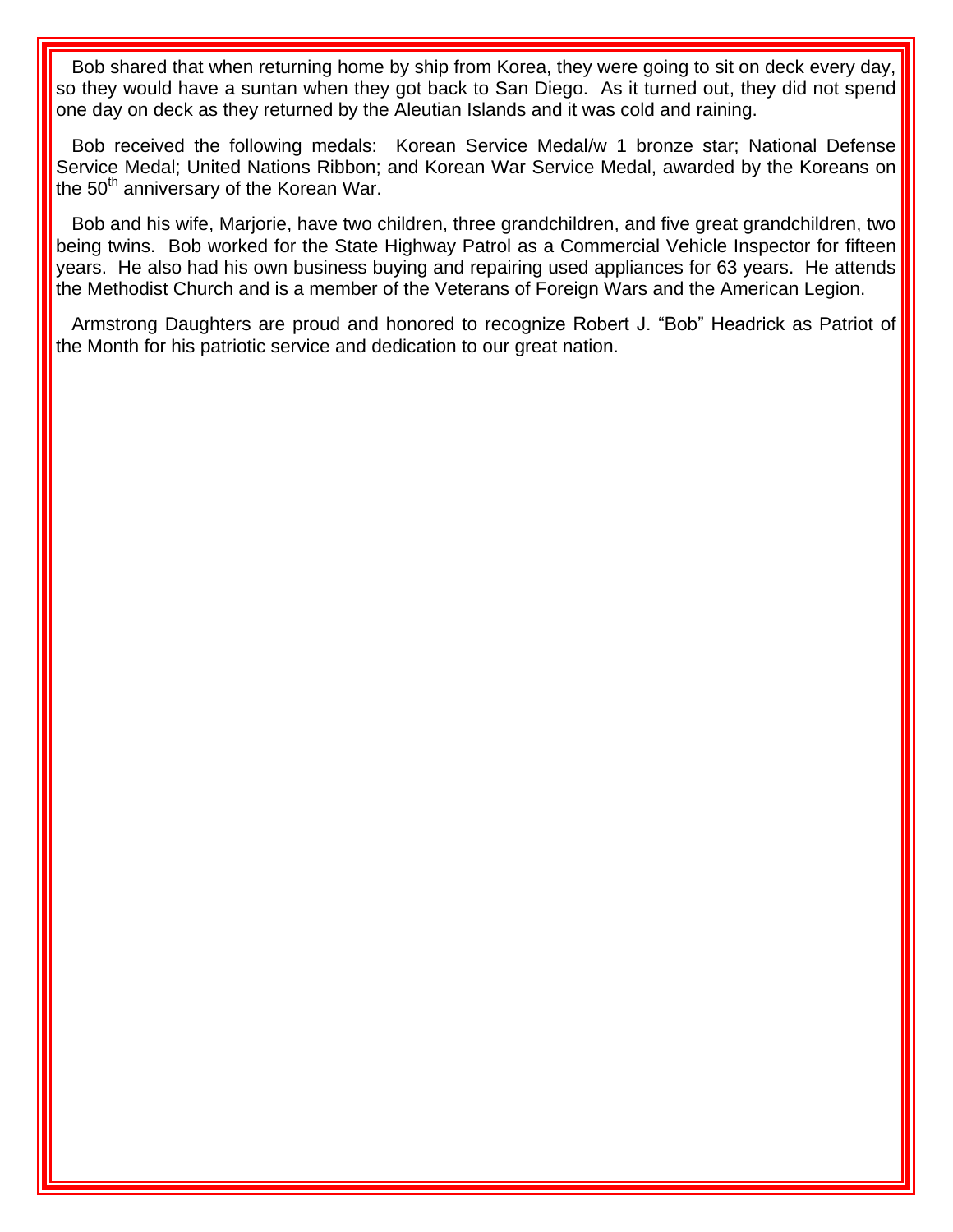Bob shared that when returning home by ship from Korea, they were going to sit on deck every day, so they would have a suntan when they got back to San Diego. As it turned out, they did not spend one day on deck as they returned by the Aleutian Islands and it was cold and raining.

Bob received the following medals: Korean Service Medal/w 1 bronze star; National Defense Service Medal; United Nations Ribbon; and Korean War Service Medal, awarded by the Koreans on the 50th anniversary of the Korean War.

Bob and his wife, Marjorie, have two children, three grandchildren, and five great grandchildren, two being twins. Bob worked for the State Highway Patrol as a Commercial Vehicle Inspector for fifteen years. He also had his own business buying and repairing used appliances for 63 years. He attends the Methodist Church and is a member of the Veterans of Foreign Wars and the American Legion.

Armstrong Daughters are proud and honored to recognize Robert J. "Bob" Headrick as Patriot of the Month for his patriotic service and dedication to our great nation.